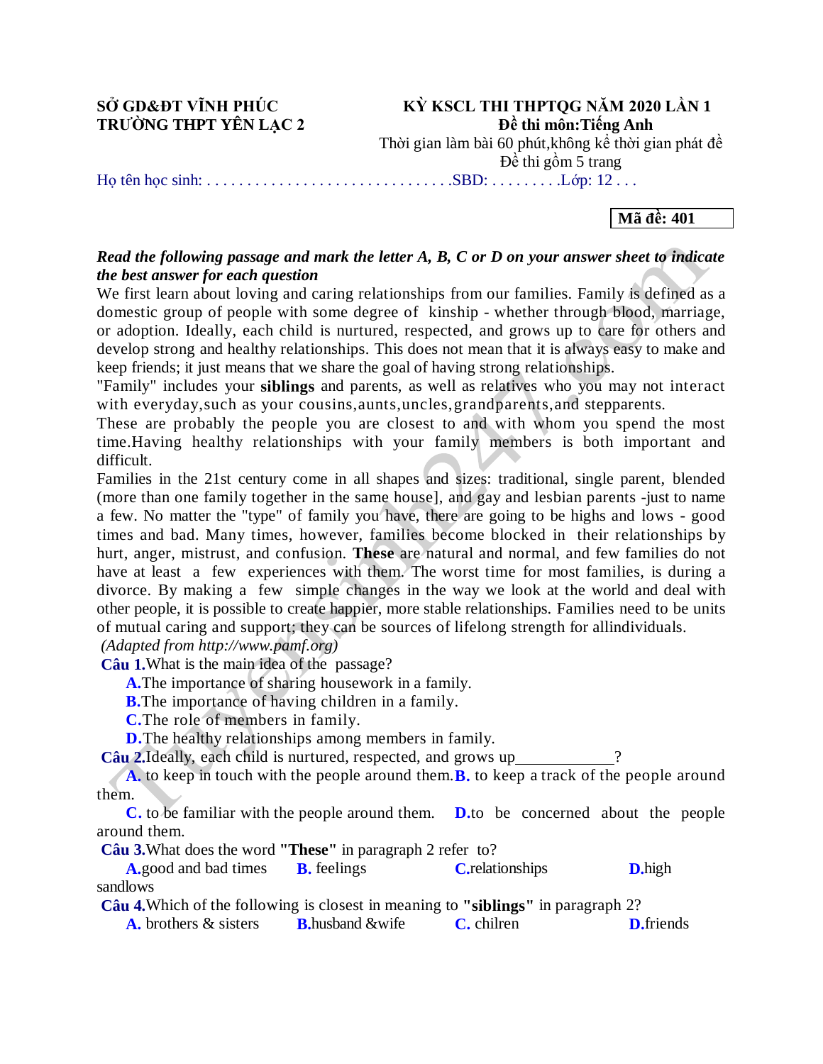**SỞ GD&ĐT VĨNH PHÚC**
**TRƯỜNG THPT YÊN LẠC 2**

**KỲ KSCL THI THPTQG NĂM 2020 LẦN 1**
**Đề thi môn:Tiếng Anh**
Thời gian làm bài 60 phút,không kể thời gian phát đề
Đề thi gồm 5 trang

Họ tên học sinh: . . . . . . . . . . . . . . . . . . . . . . . . . . . . . . .SBD: . . . . . . . . .Lớp: 12 . . .

**Mã đề: 401**

***Read the following passage and mark the letter A, B, C or D on your answer sheet to indicate the best answer for each question***

We first learn about loving and caring relationships from our families. Family is defined as a domestic group of people with some degree of kinship - whether through blood, marriage, or adoption. Ideally, each child is nurtured, respected, and grows up to care for others and develop strong and healthy relationships. This does not mean that it is always easy to make and keep friends; it just means that we share the goal of having strong relationships.

"Family" includes your **siblings** and parents, as well as relatives who you may not interact with everyday,such as your cousins,aunts,uncles,grandparents,and stepparents.

These are probably the people you are closest to and with whom you spend the most time.Having healthy relationships with your family members is both important and difficult.

Families in the 21st century come in all shapes and sizes: traditional, single parent, blended (more than one family together in the same house], and gay and lesbian parents -just to name a few. No matter the "type" of family you have, there are going to be highs and lows - good times and bad. Many times, however, families become blocked in their relationships by hurt, anger, mistrust, and confusion. **These** are natural and normal, and few families do not have at least a few experiences with them. The worst time for most families, is during a divorce. By making a few simple changes in the way we look at the world and deal with other people, it is possible to create happier, more stable relationships. Families need to be units of mutual caring and support; they can be sources of lifelong strength for allindividuals.

*(Adapted from http://www.pamf.org)*

**Câu 1.** What is the main idea of the passage?

**A.** The importance of sharing housework in a family.
**B.** The importance of having children in a family.
**C.** The role of members in family.
**D.** The healthy relationships among members in family.

**Câu 2.** Ideally, each child is nurtured, respected, and grows up____________?

**A.** to keep in touch with the people around them. **B.** to keep a track of the people around them.
**C.** to be familiar with the people around them. **D.** to be concerned about the people around them.

**Câu 3.** What does the word **"These"** in paragraph 2 refer to?

**A.** good and bad times **B.** feelings **C.** relationships **D.** high sandlows

**Câu 4.** Which of the following is closest in meaning to **"siblings"** in paragraph 2?

**A.** brothers & sisters **B.** husband &wife **C.** chilren **D.** friends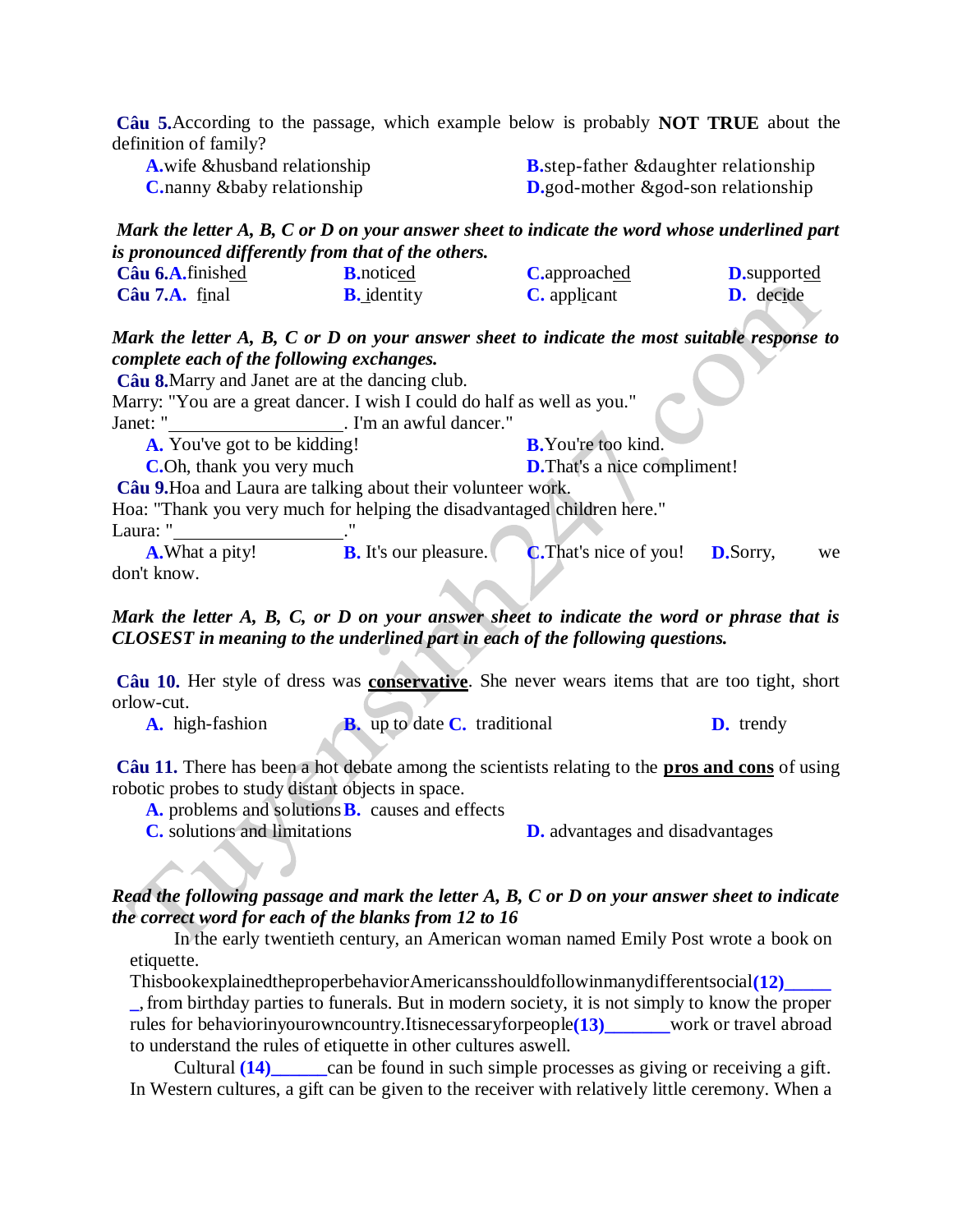**Câu 5.** According to the passage, which example below is probably **NOT TRUE** about the definition of family?

**A.** wife &husband relationship  **B.** step-father &daughter relationship
**C.** nanny &baby relationship  **D.** god-mother &god-son relationship

***Mark the letter A, B, C or D on your answer sheet to indicate the word whose underlined part is pronounced differently from that of the others.***

**Câu 6.** **A.** finish<u>ed</u>  **B.** notic<u>ed</u>  **C.** approach<u>ed</u>  **D.** support<u>ed</u>

**Câu 7.** **A.** f<u>i</u>nal  **B.** <u>i</u>dentity  **C.** appl<u>i</u>cant  **D.** dec<u>i</u>de

***Mark the letter A, B, C or D on your answer sheet to indicate the most suitable response to complete each of the following exchanges.***

**Câu 8.** Marry and Janet are at the dancing club.
Marry: "You are a great dancer. I wish I could do half as well as you."
Janet: "__________________. I'm an awful dancer."

**A.** You've got to be kidding!  **B.** You're too kind.
**C.** Oh, thank you very much  **D.** That's a nice compliment!

**Câu 9.** Hoa and Laura are talking about their volunteer work.
Hoa: "Thank you very much for helping the disadvantaged children here."
Laura: "__________________."

**A.** What a pity!  **B.** It's our pleasure.  **C.** That's nice of you!  **D.** Sorry, we don't know.

***Mark the letter A, B, C, or D on your answer sheet to indicate the word or phrase that is CLOSEST in meaning to the underlined part in each of the following questions.***

**Câu 10.** Her style of dress was **<u>conservative</u>**. She never wears items that are too tight, short orlow-cut.

**A.** high-fashion  **B.** up to date  **C.** traditional  **D.** trendy

**Câu 11.** There has been a hot debate among the scientists relating to the **<u>pros and cons</u>** of using robotic probes to study distant objects in space.

**A.** problems and solutions  **B.** causes and effects
**C.** solutions and limitations  **D.** advantages and disadvantages

***Read the following passage and mark the letter A, B, C or D on your answer sheet to indicate the correct word for each of the blanks from 12 to 16***

In the early twentieth century, an American woman named Emily Post wrote a book on etiquette. This book explained the proper behavior Americans should follow in many different social **(12)**_______, from birthday parties to funerals. But in modern society, it is not simply to know the proper rules for behavior in your own country. It is necessary for people **(13)**_______ work or travel abroad to understand the rules of etiquette in other cultures as well.

Cultural **(14)**______ can be found in such simple processes as giving or receiving a gift. In Western cultures, a gift can be given to the receiver with relatively little ceremony. When a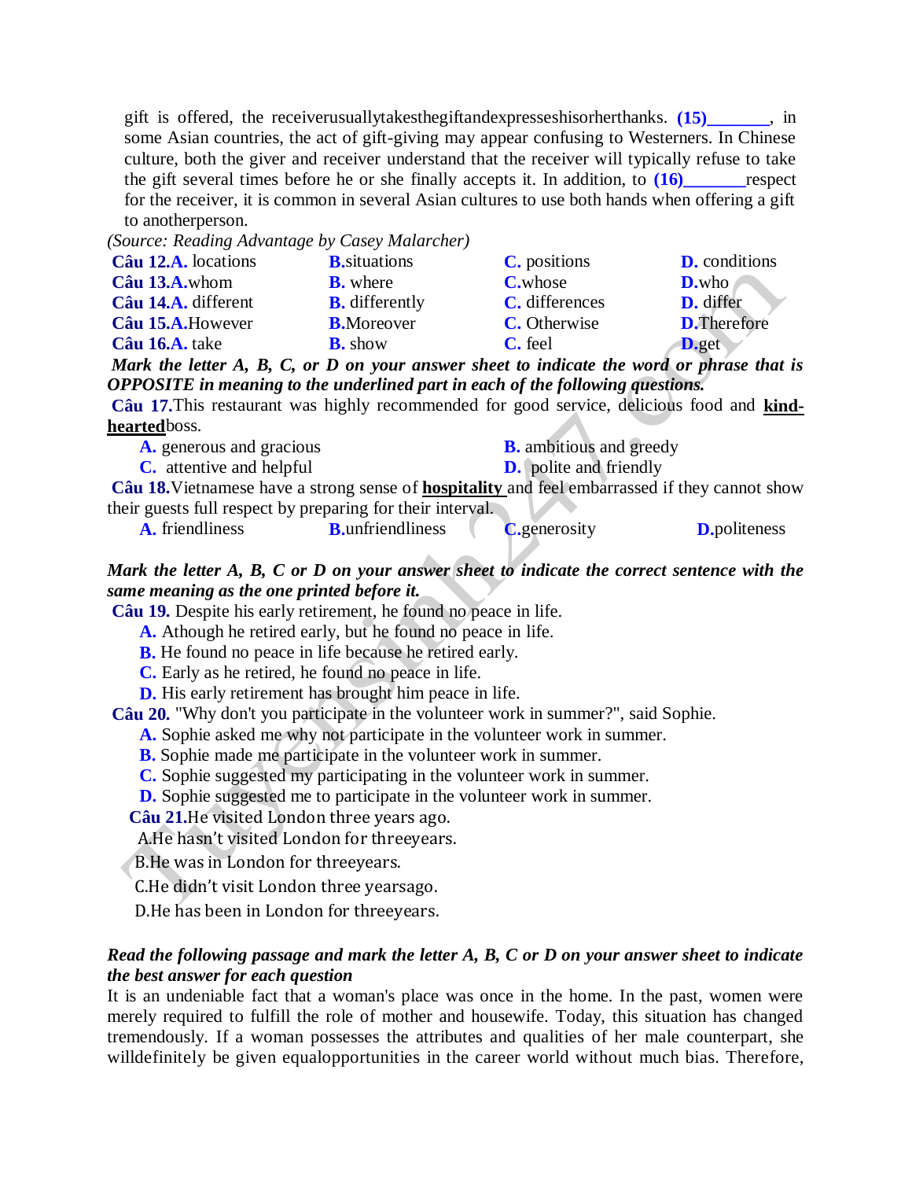gift is offered, the receiverusuallytakesthegiftandexpresseshisorherthanks. **(15)_______**, in some Asian countries, the act of gift-giving may appear confusing to Westerners. In Chinese culture, both the giver and receiver understand that the receiver will typically refuse to take the gift several times before he or she finally accepts it. In addition, to **(16)_______**respect for the receiver, it is common in several Asian cultures to use both hands when offering a gift to anotherperson.

*(Source: Reading Advantage by Casey Malarcher)*

**Câu 12.A.** locations **B.**situations **C.** positions **D.** conditions

**Câu 13.A.**whom **B.** where **C.**whose **D.**who

**Câu 14.A.** different **B.** differently **C.** differences **D.** differ

**Câu 15.A.**However **B.**Moreover **C.** Otherwise **D.**Therefore

**Câu 16.A.** take **B.** show **C.** feel **D.**get

***Mark the letter A, B, C, or D on your answer sheet to indicate the word or phrase that is OPPOSITE in meaning to the underlined part in each of the following questions.***

**Câu 17.**This restaurant was highly recommended for good service, delicious food and **<u>kind-hearted</u>**boss.

**A.** generous and gracious **B.** ambitious and greedy

**C.** attentive and helpful **D.** polite and friendly

**Câu 18.**Vietnamese have a strong sense of **<u>hospitality</u>** and feel embarrassed if they cannot show their guests full respect by preparing for their interval.

**A.** friendliness **B.**unfriendliness **C.**generosity **D.**politeness

***Mark the letter A, B, C or D on your answer sheet to indicate the correct sentence with the same meaning as the one printed before it.***

**Câu 19.** Despite his early retirement, he found no peace in life.

**A.** Athough he retired early, but he found no peace in life.

**B.** He found no peace in life because he retired early.

**C.** Early as he retired, he found no peace in life.

**D.** His early retirement has brought him peace in life.

**Câu 20.** "Why don't you participate in the volunteer work in summer?", said Sophie.

**A.** Sophie asked me why not participate in the volunteer work in summer.

**B.** Sophie made me participate in the volunteer work in summer.

**C.** Sophie suggested my participating in the volunteer work in summer.

**D.** Sophie suggested me to participate in the volunteer work in summer.

**Câu 21.**He visited London three years ago.

A.He hasn't visited London for threeyears.

B.He was in London for threeyears.

C.He didn't visit London three yearsago.

D.He has been in London for threeyears.

***Read the following passage and mark the letter A, B, C or D on your answer sheet to indicate the best answer for each question***

It is an undeniable fact that a woman's place was once in the home. In the past, women were merely required to fulfill the role of mother and housewife. Today, this situation has changed tremendously. If a woman possesses the attributes and qualities of her male counterpart, she willdefinitely be given equalopportunities in the career world without much bias. Therefore,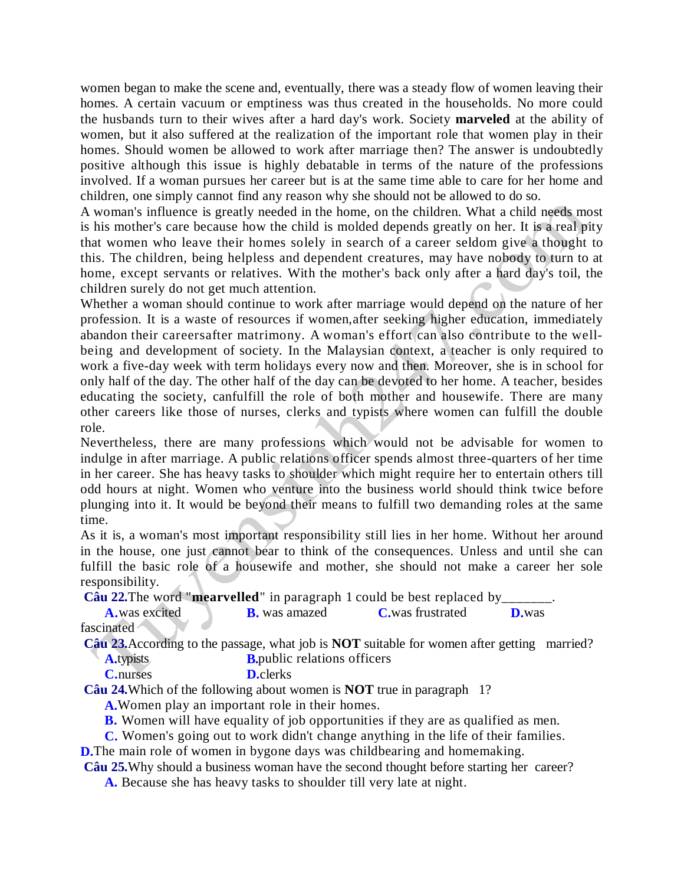women began to make the scene and, eventually, there was a steady flow of women leaving their homes. A certain vacuum or emptiness was thus created in the households. No more could the husbands turn to their wives after a hard day's work. Society **marveled** at the ability of women, but it also suffered at the realization of the important role that women play in their homes. Should women be allowed to work after marriage then? The answer is undoubtedly positive although this issue is highly debatable in terms of the nature of the professions involved. If a woman pursues her career but is at the same time able to care for her home and children, one simply cannot find any reason why she should not be allowed to do so.

A woman's influence is greatly needed in the home, on the children. What a child needs most is his mother's care because how the child is molded depends greatly on her. It is a real pity that women who leave their homes solely in search of a career seldom give a thought to this. The children, being helpless and dependent creatures, may have nobody to turn to at home, except servants or relatives. With the mother's back only after a hard day's toil, the children surely do not get much attention.

Whether a woman should continue to work after marriage would depend on the nature of her profession. It is a waste of resources if women,after seeking higher education, immediately abandon their careersafter matrimony. A woman's effort can also contribute to the well-being and development of society. In the Malaysian context, a teacher is only required to work a five-day week with term holidays every now and then. Moreover, she is in school for only half of the day. The other half of the day can be devoted to her home. A teacher, besides educating the society, canfulfill the role of both mother and housewife. There are many other careers like those of nurses, clerks and typists where women can fulfill the double role.

Nevertheless, there are many professions which would not be advisable for women to indulge in after marriage. A public relations officer spends almost three-quarters of her time in her career. She has heavy tasks to shoulder which might require her to entertain others till odd hours at night. Women who venture into the business world should think twice before plunging into it. It would be beyond their means to fulfill two demanding roles at the same time.

As it is, a woman's most important responsibility still lies in her home. Without her around in the house, one just cannot bear to think of the consequences. Unless and until she can fulfill the basic role of a housewife and mother, she should not make a career her sole responsibility.

**Câu 22.** The word "**mearvelled**" in paragraph 1 could be best replaced by_______.

**A.** was excited **B.** was amazed **C.** was frustrated **D.** was fascinated

**Câu 23.** According to the passage, what job is **NOT** suitable for women after getting married?

**A.** typists **B.** public relations officers

**C.** nurses **D.** clerks

**Câu 24.** Which of the following about women is **NOT** true in paragraph 1?

**A.** Women play an important role in their homes.

**B.** Women will have equality of job opportunities if they are as qualified as men.

**C.** Women's going out to work didn't change anything in the life of their families.

**D.** The main role of women in bygone days was childbearing and homemaking.

**Câu 25.** Why should a business woman have the second thought before starting her career?

**A.** Because she has heavy tasks to shoulder till very late at night.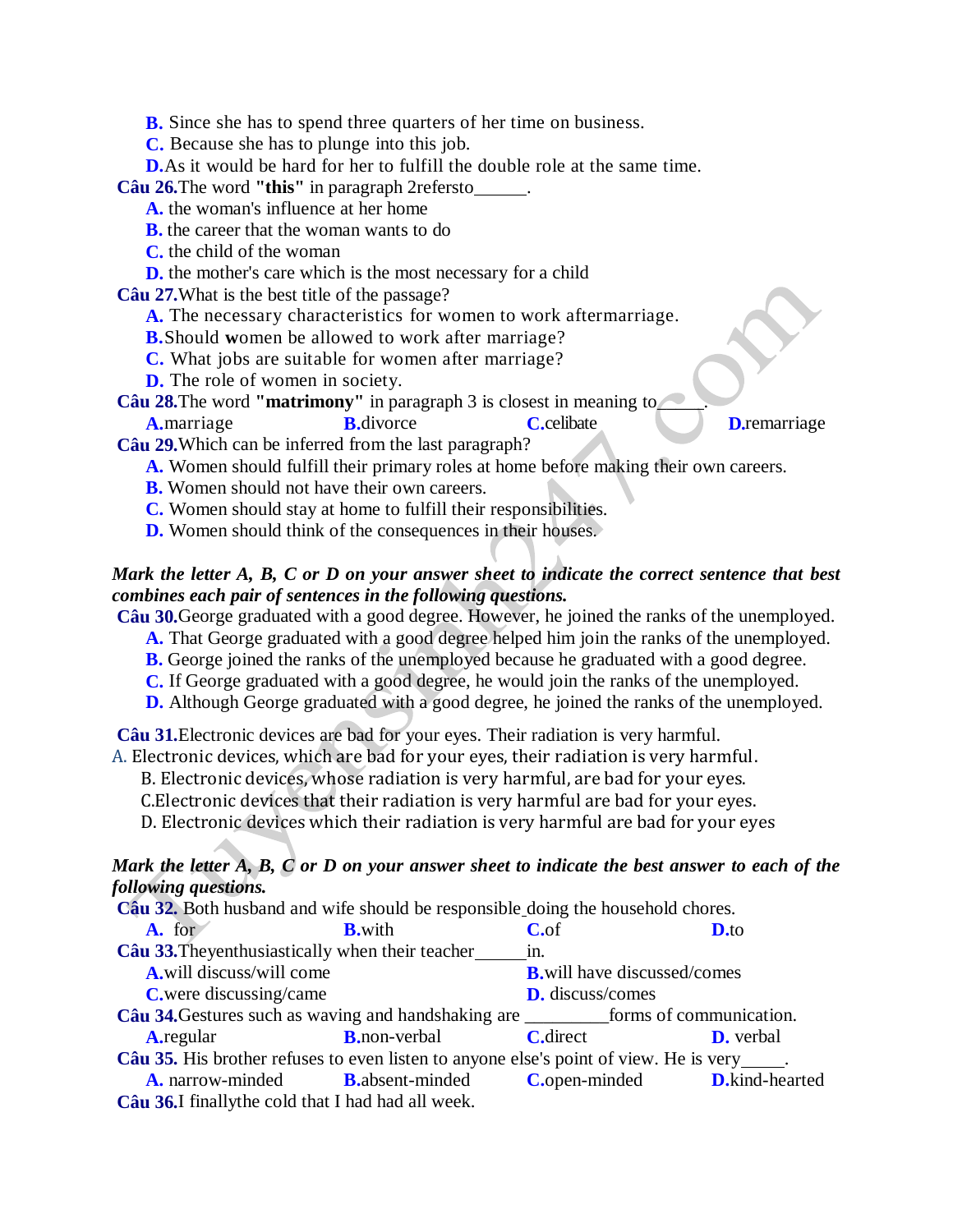**B.** Since she has to spend three quarters of her time on business.
**C.** Because she has to plunge into this job.
**D.**As it would be hard for her to fulfill the double role at the same time.

**Câu 26.**The word **"this"** in paragraph 2refersto______.
**A.** the woman's influence at her home
**B.** the career that the woman wants to do
**C.** the child of the woman
**D.** the mother's care which is the most necessary for a child

**Câu 27.**What is the best title of the passage?
**A.** The necessary characteristics for women to work aftermarriage.
**B.**Should **w**omen be allowed to work after marriage?
**C.** What jobs are suitable for women after marriage?
**D.** The role of women in society.

**Câu 28.**The word **"matrimony"** in paragraph 3 is closest in meaning to_____.
**A.**marriage **B.**divorce **C.**celibate **D.**remarriage

**Câu 29.**Which can be inferred from the last paragraph?
**A.** Women should fulfill their primary roles at home before making their own careers.
**B.** Women should not have their own careers.
**C.** Women should stay at home to fulfill their responsibilities.
**D.** Women should think of the consequences in their houses.

***Mark the letter A, B, C or D on your answer sheet to indicate the correct sentence that best combines each pair of sentences in the following questions.***

**Câu 30.**George graduated with a good degree. However, he joined the ranks of the unemployed.
**A.** That George graduated with a good degree helped him join the ranks of the unemployed.
**B.** George joined the ranks of the unemployed because he graduated with a good degree.
**C.** If George graduated with a good degree, he would join the ranks of the unemployed.
**D.** Although George graduated with a good degree, he joined the ranks of the unemployed.

**Câu 31.**Electronic devices are bad for your eyes. Their radiation is very harmful.
A. Electronic devices, which are bad for your eyes, their radiation is very harmful.
B. Electronic devices, whose radiation is very harmful, are bad for your eyes.
C.Electronic devices that their radiation is very harmful are bad for your eyes.
D. Electronic devices which their radiation is very harmful are bad for your eyes

***Mark the letter A, B, C or D on your answer sheet to indicate the best answer to each of the following questions.***

**Câu 32.** Both husband and wife should be responsible doing the household chores.
**A.** for **B.**with **C.**of **D.**to

**Câu 33.**Theyenthusiastically when their teacher______in.
**A.**will discuss/will come **B.**will have discussed/comes
**C.**were discussing/came **D.** discuss/comes

**Câu 34.**Gestures such as waving and handshaking are _________forms of communication.
**A.**regular **B.**non-verbal **C.**direct **D.** verbal

**Câu 35.** His brother refuses to even listen to anyone else's point of view. He is very_____.
**A.** narrow-minded **B.**absent-minded **C.**open-minded **D.**kind-hearted

**Câu 36.**I finallythe cold that I had had all week.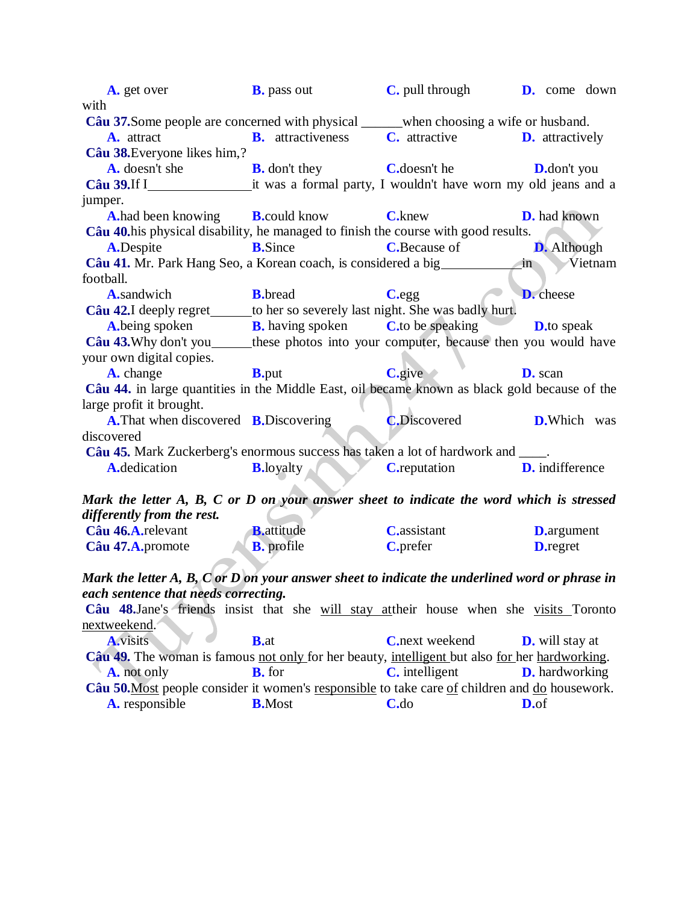A. get over B. pass out C. pull through D. come down with

**Câu 37.** Some people are concerned with physical ______when choosing a wife or husband.

A. attract B. attractiveness C. attractive D. attractively

**Câu 38.** Everyone likes him,?

A. doesn't she B. don't they C. doesn't he D. don't you

**Câu 39.** If I_______________it was a formal party, I wouldn't have worn my old jeans and a jumper.

A. had been knowing B. could know C. knew D. had known

**Câu 40.** his physical disability, he managed to finish the course with good results.

A. Despite B. Since C. Because of D. Although

**Câu 41.** Mr. Park Hang Seo, a Korean coach, is considered a big___________in Vietnam football.

A. sandwich B. bread C. egg D. cheese

**Câu 42.** I deeply regret______to her so severely last night. She was badly hurt.

A. being spoken B. having spoken C. to be speaking D. to speak

**Câu 43.** Why don't you______these photos into your computer, because then you would have your own digital copies.

A. change B. put C. give D. scan

**Câu 44.** in large quantities in the Middle East, oil became known as black gold because of the large profit it brought.

A. That when discovered B. Discovering C. Discovered D. Which was discovered

**Câu 45.** Mark Zuckerberg's enormous success has taken a lot of hardwork and ____.

A. dedication B. loyalty C. reputation D. indifference

***Mark the letter A, B, C or D on your answer sheet to indicate the word which is stressed differently from the rest.***

**Câu 46.** A. relevant B. attitude C. assistant D. argument

**Câu 47.** A. promote B. profile C. prefer D. regret

***Mark the letter A, B, C or D on your answer sheet to indicate the underlined word or phrase in each sentence that needs correcting.***

**Câu 48.** Jane's friends insist that she <u>will stay at</u>their house when she <u>visits</u> Toronto <u>nextweekend</u>.

A. visits B. at C. next weekend D. will stay at

**Câu 49.** The woman is famous <u>not only</u> for her beauty, <u>intelligent</u> but also <u>for</u> her <u>hardworking</u>.

A. not only B. for C. intelligent D. hardworking

**Câu 50.** <u>Most</u> people consider it women's <u>responsible</u> to take care <u>of</u> children and <u>do</u> housework.

A. responsible B. Most C. do D. of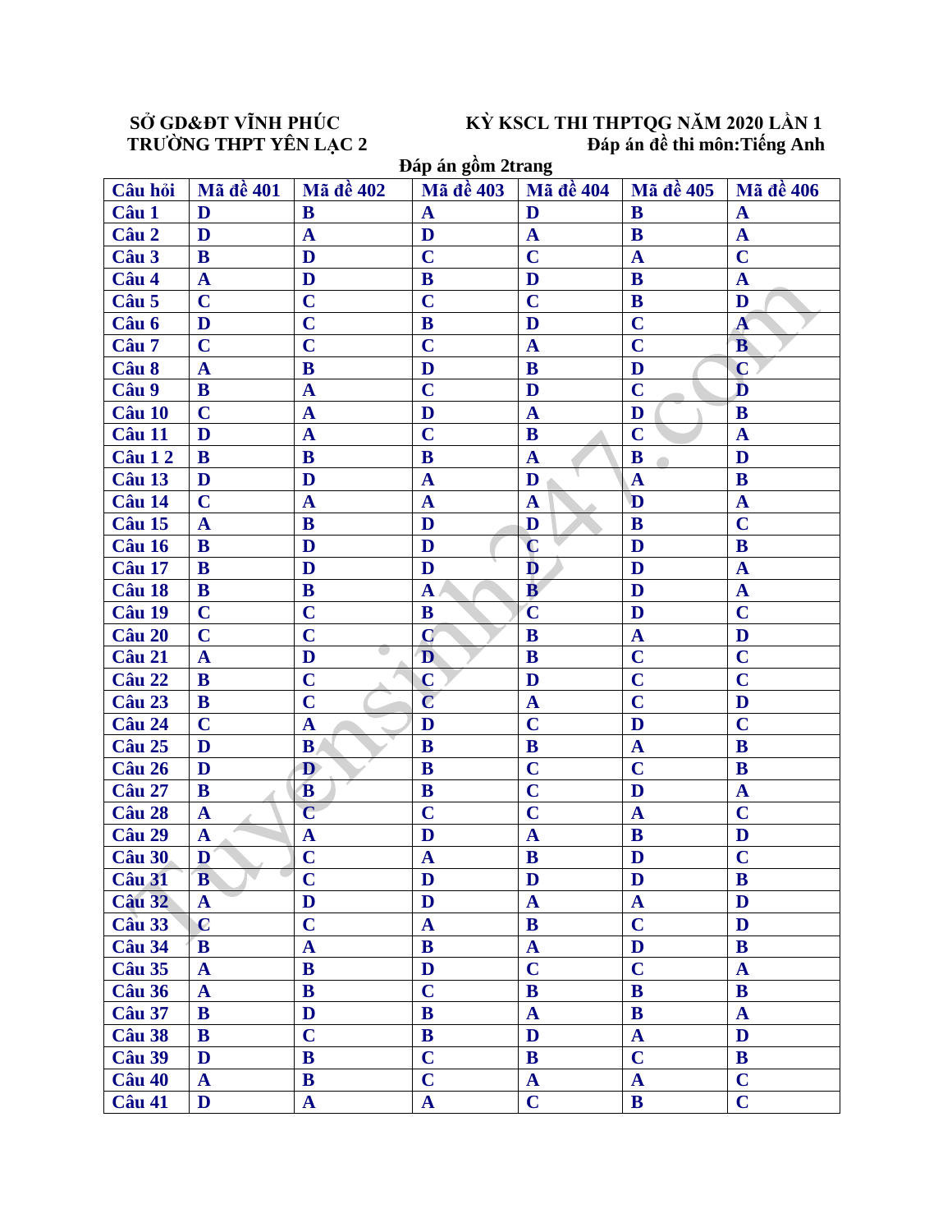SỞ GD&ĐT VĨNH PHÚC
TRƯỜNG THPT YÊN LẠC 2

KỲ KSCL THI THPTQG NĂM 2020 LẦN 1
Đáp án đề thi môn:Tiếng Anh

Đáp án gồm 2trang

| Câu hỏi | Mã đề 401 | Mã đề 402 | Mã đề 403 | Mã đề 404 | Mã đề 405 | Mã đề 406 |
|---|---|---|---|---|---|---|
| Câu 1 | D | B | A | D | B | A |
| Câu 2 | D | A | D | A | B | A |
| Câu 3 | B | D | C | C | A | C |
| Câu 4 | A | D | B | D | B | A |
| Câu 5 | C | C | C | C | B | D |
| Câu 6 | D | C | B | D | C | A |
| Câu 7 | C | C | C | A | C | B |
| Câu 8 | A | B | D | B | D | C |
| Câu 9 | B | A | C | D | C | D |
| Câu 10 | C | A | D | A | D | B |
| Câu 11 | D | A | C | B | C | A |
| Câu 1 2 | B | B | B | A | B | D |
| Câu 13 | D | D | A | D | A | B |
| Câu 14 | C | A | A | A | D | A |
| Câu 15 | A | B | D | D | B | C |
| Câu 16 | B | D | D | C | D | B |
| Câu 17 | B | D | D | D | D | A |
| Câu 18 | B | B | A | B | D | A |
| Câu 19 | C | C | B | C | D | C |
| Câu 20 | C | C | C | B | A | D |
| Câu 21 | A | D | D | B | C | C |
| Câu 22 | B | C | C | D | C | C |
| Câu 23 | B | C | C | A | C | D |
| Câu 24 | C | A | D | C | D | C |
| Câu 25 | D | B | B | B | A | B |
| Câu 26 | D | D | B | C | C | B |
| Câu 27 | B | B | B | C | D | A |
| Câu 28 | A | C | C | C | A | C |
| Câu 29 | A | A | D | A | B | D |
| Câu 30 | D | C | A | B | D | C |
| Câu 31 | B | C | D | D | D | B |
| Câu 32 | A | D | D | A | A | D |
| Câu 33 | C | C | A | B | C | D |
| Câu 34 | B | A | B | A | D | B |
| Câu 35 | A | B | D | C | C | A |
| Câu 36 | A | B | C | B | B | B |
| Câu 37 | B | D | B | A | B | A |
| Câu 38 | B | C | B | D | A | D |
| Câu 39 | D | B | C | B | C | B |
| Câu 40 | A | B | C | A | A | C |
| Câu 41 | D | A | A | C | B | C |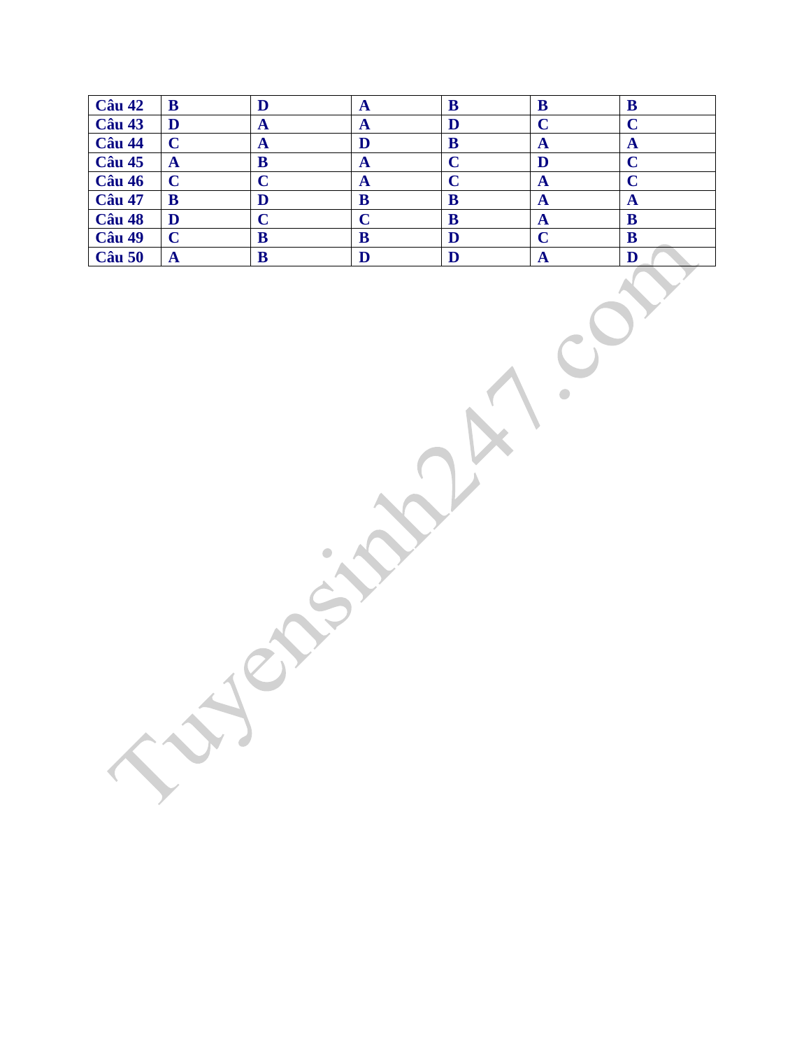| | | | | | | |
|---|---|---|---|---|---|---|
| **Câu 42** | **B** | **D** | **A** | **B** | **B** | **B** |
| **Câu 43** | **D** | **A** | **A** | **D** | **C** | **C** |
| **Câu 44** | **C** | **A** | **D** | **B** | **A** | **A** |
| **Câu 45** | **A** | **B** | **A** | **C** | **D** | **C** |
| **Câu 46** | **C** | **C** | **A** | **C** | **A** | **C** |
| **Câu 47** | **B** | **D** | **B** | **B** | **A** | **A** |
| **Câu 48** | **D** | **C** | **C** | **B** | **A** | **B** |
| **Câu 49** | **C** | **B** | **B** | **D** | **C** | **B** |
| **Câu 50** | **A** | **B** | **D** | **D** | **A** | **D** |